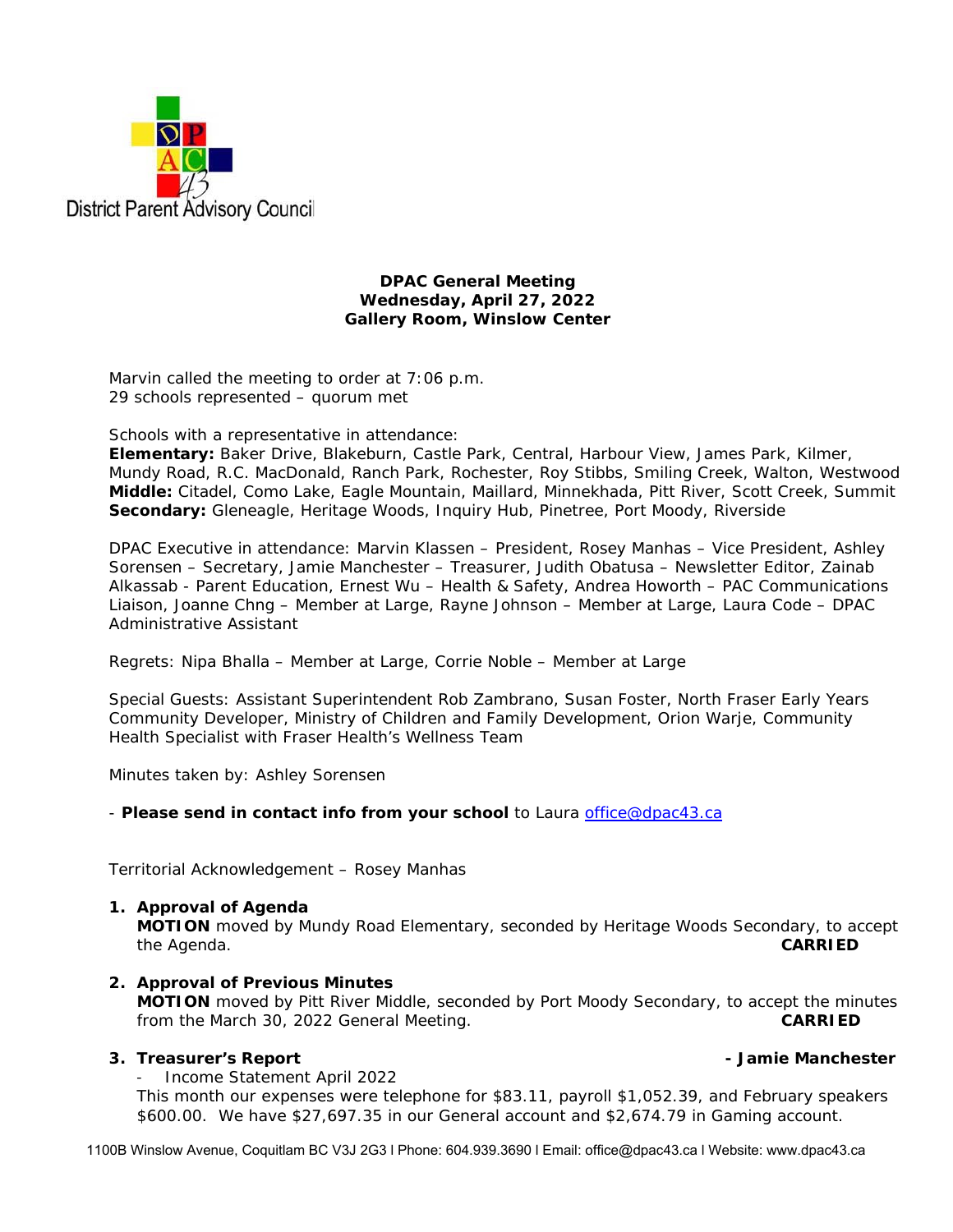District Parent Advisory Council

**DPAC General Meeting**
**Wednesday, April 27, 2022**
**Gallery Room, Winslow Center**

Marvin called the meeting to order at 7:06 p.m.
29 schools represented – quorum met

Schools with a representative in attendance:
**Elementary:** Baker Drive, Blakeburn, Castle Park, Central, Harbour View, James Park, Kilmer, Mundy Road, R.C. MacDonald, Ranch Park, Rochester, Roy Stibbs, Smiling Creek, Walton, Westwood
**Middle:** Citadel, Como Lake, Eagle Mountain, Maillard, Minnekhada, Pitt River, Scott Creek, Summit
**Secondary:** Gleneagle, Heritage Woods, Inquiry Hub, Pinetree, Port Moody, Riverside

DPAC Executive in attendance: Marvin Klassen – President, Rosey Manhas – Vice President, Ashley Sorensen – Secretary, Jamie Manchester – Treasurer, Judith Obatusa – Newsletter Editor, Zainab Alkassab - Parent Education, Ernest Wu – Health & Safety, Andrea Howorth – PAC Communications Liaison, Joanne Chng – Member at Large, Rayne Johnson – Member at Large, Laura Code – DPAC Administrative Assistant

Regrets: Nipa Bhalla – Member at Large, Corrie Noble – Member at Large

Special Guests: Assistant Superintendent Rob Zambrano, Susan Foster, North Fraser Early Years Community Developer, Ministry of Children and Family Development, Orion Warje, Community Health Specialist with Fraser Health's Wellness Team

Minutes taken by: Ashley Sorensen

- **Please send in contact info from your school** to Laura office@dpac43.ca

Territorial Acknowledgement – Rosey Manhas

1. **Approval of Agenda**
   **MOTION** moved by Mundy Road Elementary, seconded by Heritage Woods Secondary, to accept the Agenda. **CARRIED**

2. **Approval of Previous Minutes**
   **MOTION** moved by Pitt River Middle, seconded by Port Moody Secondary, to accept the minutes from the March 30, 2022 General Meeting. **CARRIED**

3. **Treasurer's Report** **- Jamie Manchester**
   - Income Statement April 2022

   This month our expenses were telephone for $83.11, payroll $1,052.39, and February speakers $600.00. We have $27,697.35 in our General account and $2,674.79 in Gaming account.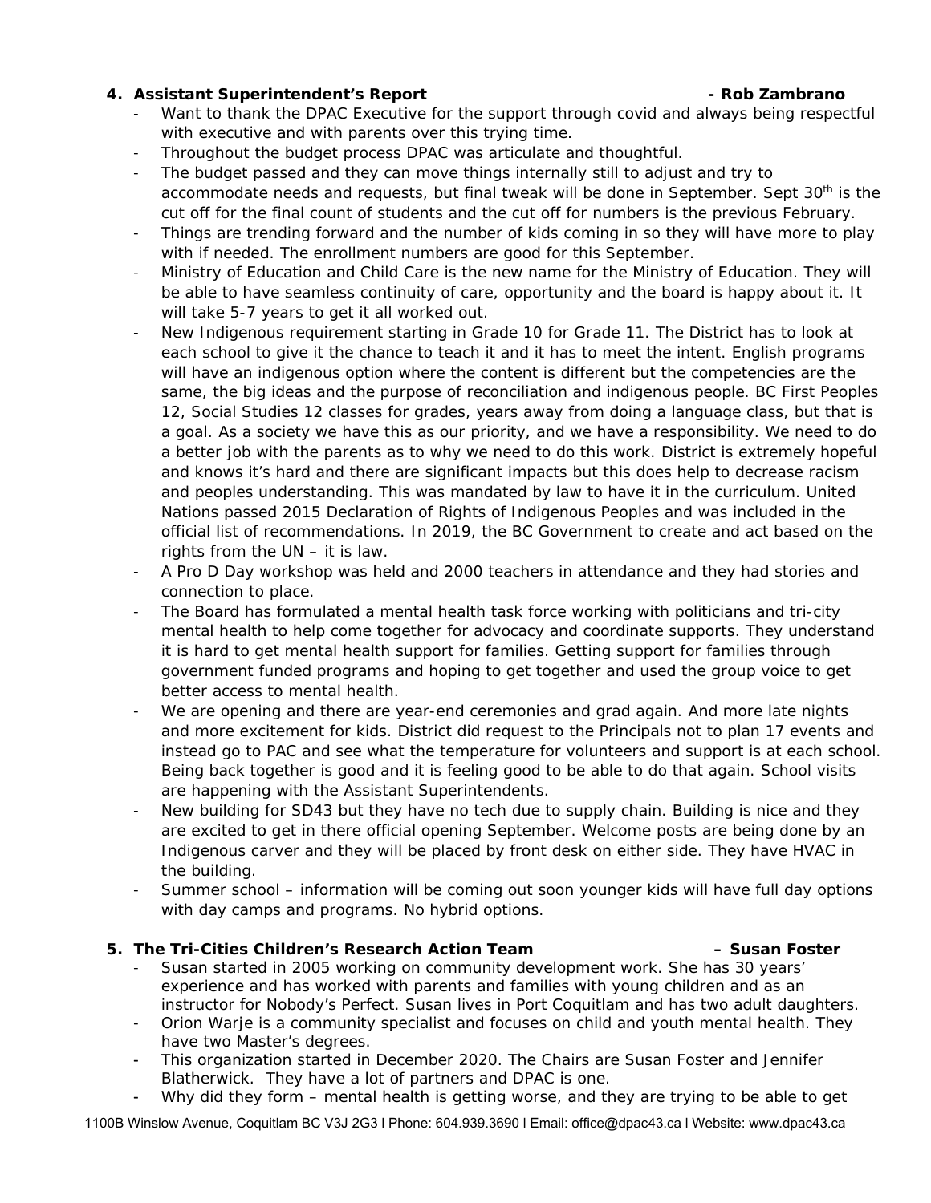## 4. Assistant Superintendent's Report - Rob Zambrano

- Want to thank the DPAC Executive for the support through covid and always being respectful with executive and with parents over this trying time.
- Throughout the budget process DPAC was articulate and thoughtful.
- The budget passed and they can move things internally still to adjust and try to accommodate needs and requests, but final tweak will be done in September. Sept 30th is the cut off for the final count of students and the cut off for numbers is the previous February.
- Things are trending forward and the number of kids coming in so they will have more to play with if needed. The enrollment numbers are good for this September.
- Ministry of Education and Child Care is the new name for the Ministry of Education. They will be able to have seamless continuity of care, opportunity and the board is happy about it. It will take 5-7 years to get it all worked out.
- New Indigenous requirement starting in Grade 10 for Grade 11. The District has to look at each school to give it the chance to teach it and it has to meet the intent. English programs will have an indigenous option where the content is different but the competencies are the same, the big ideas and the purpose of reconciliation and indigenous people. BC First Peoples 12, Social Studies 12 classes for grades, years away from doing a language class, but that is a goal. As a society we have this as our priority, and we have a responsibility. We need to do a better job with the parents as to why we need to do this work. District is extremely hopeful and knows it's hard and there are significant impacts but this does help to decrease racism and peoples understanding. This was mandated by law to have it in the curriculum. United Nations passed 2015 Declaration of Rights of Indigenous Peoples and was included in the official list of recommendations. In 2019, the BC Government to create and act based on the rights from the UN – it is law.
- A Pro D Day workshop was held and 2000 teachers in attendance and they had stories and connection to place.
- The Board has formulated a mental health task force working with politicians and tri-city mental health to help come together for advocacy and coordinate supports. They understand it is hard to get mental health support for families. Getting support for families through government funded programs and hoping to get together and used the group voice to get better access to mental health.
- We are opening and there are year-end ceremonies and grad again. And more late nights and more excitement for kids. District did request to the Principals not to plan 17 events and instead go to PAC and see what the temperature for volunteers and support is at each school. Being back together is good and it is feeling good to be able to do that again. School visits are happening with the Assistant Superintendents.
- New building for SD43 but they have no tech due to supply chain. Building is nice and they are excited to get in there official opening September. Welcome posts are being done by an Indigenous carver and they will be placed by front desk on either side. They have HVAC in the building.
- Summer school – information will be coming out soon younger kids will have full day options with day camps and programs. No hybrid options.

## 5. The Tri-Cities Children's Research Action Team – Susan Foster

- Susan started in 2005 working on community development work. She has 30 years' experience and has worked with parents and families with young children and as an instructor for Nobody's Perfect. Susan lives in Port Coquitlam and has two adult daughters.
- Orion Warje is a community specialist and focuses on child and youth mental health. They have two Master's degrees.
- This organization started in December 2020. The Chairs are Susan Foster and Jennifer Blatherwick. They have a lot of partners and DPAC is one.
- Why did they form – mental health is getting worse, and they are trying to be able to get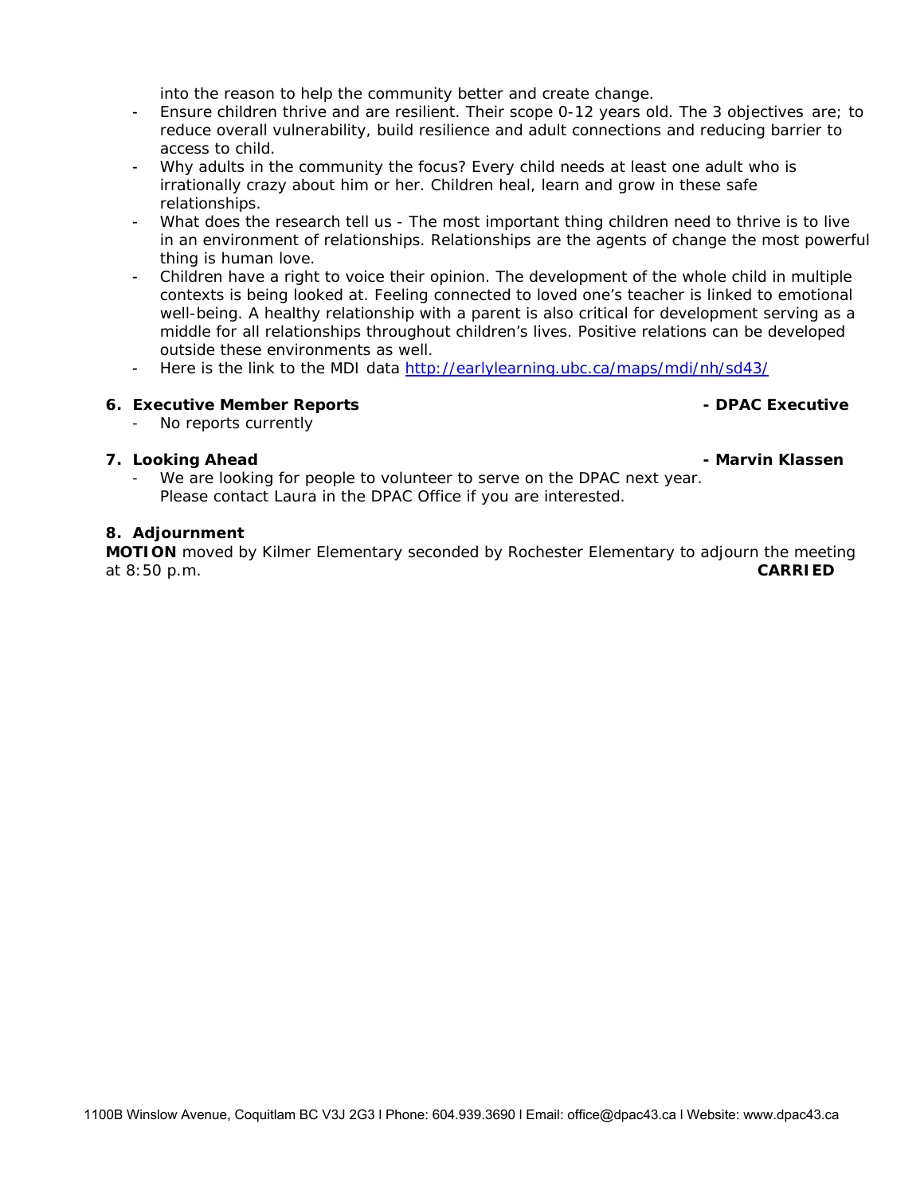into the reason to help the community better and create change.

- Ensure children thrive and are resilient. Their scope 0-12 years old. The 3 objectives are; to reduce overall vulnerability, build resilience and adult connections and reducing barrier to access to child.
- Why adults in the community the focus? Every child needs at least one adult who is irrationally crazy about him or her. Children heal, learn and grow in these safe relationships.
- What does the research tell us - The most important thing children need to thrive is to live in an environment of relationships. Relationships are the agents of change the most powerful thing is human love.
- Children have a right to voice their opinion. The development of the whole child in multiple contexts is being looked at. Feeling connected to loved one's teacher is linked to emotional well-being. A healthy relationship with a parent is also critical for development serving as a middle for all relationships throughout children's lives. Positive relations can be developed outside these environments as well.
- Here is the link to the MDI data [http://earlylearning.ubc.ca/maps/mdi/nh/sd43/](http://earlylearning.ubc.ca/maps/mdi/nh/sd43/)

## 6. Executive Member Reports - DPAC Executive

- No reports currently

## 7. Looking Ahead - Marvin Klassen

- We are looking for people to volunteer to serve on the DPAC next year. Please contact Laura in the DPAC Office if you are interested.

## 8. Adjournment

**MOTION** moved by Kilmer Elementary seconded by Rochester Elementary to adjourn the meeting at 8:50 p.m. **CARRIED**